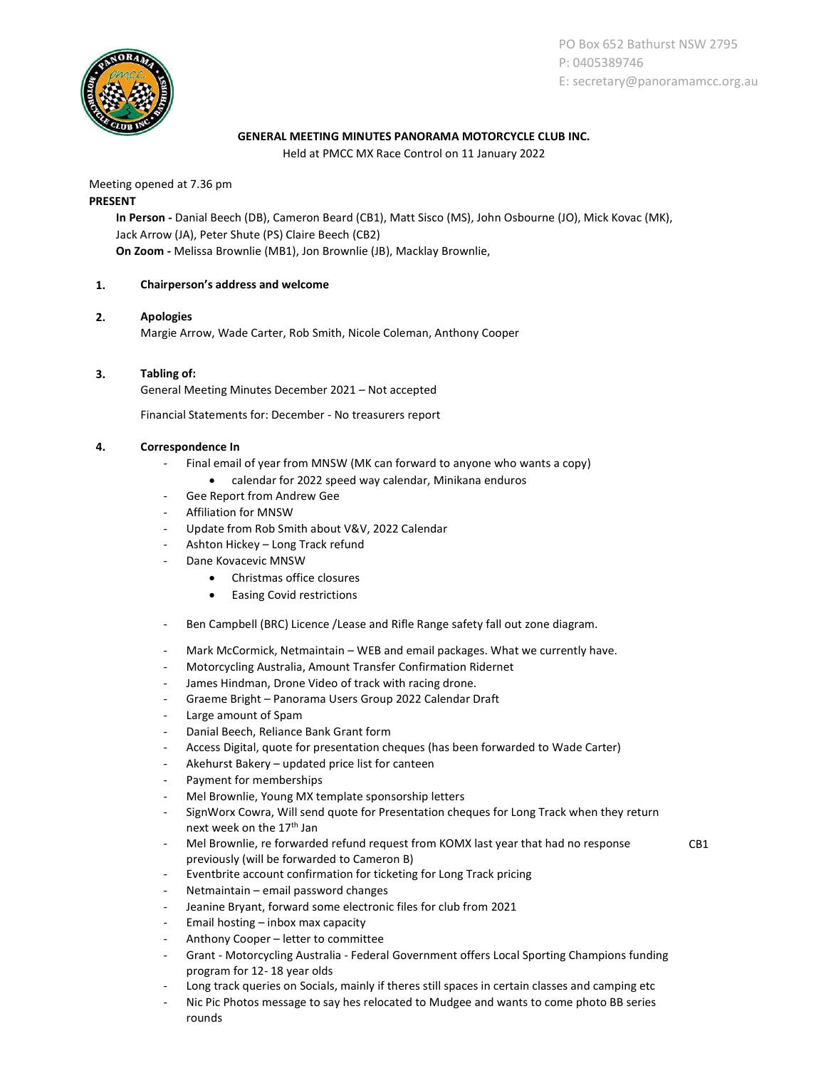PO Box 652 Bathurst NSW 2795
P: 0405389746
E: secretary@panoramamcc.org.au

**GENERAL MEETING MINUTES PANORAMA MOTORCYCLE CLUB INC.**

Held at PMCC MX Race Control on 11 January 2022

Meeting opened at 7.36 pm

**PRESENT**

**In Person -** Danial Beech (DB), Cameron Beard (CB1), Matt Sisco (MS), John Osbourne (JO), Mick Kovac (MK), Jack Arrow (JA), Peter Shute (PS) Claire Beech (CB2)

**On Zoom -** Melissa Brownlie (MB1), Jon Brownlie (JB), Macklay Brownlie,

1. **Chairperson's address and welcome**

2. **Apologies**

   Margie Arrow, Wade Carter, Rob Smith, Nicole Coleman, Anthony Cooper

3. **Tabling of:**

   General Meeting Minutes December 2021 – Not accepted

   Financial Statements for: December - No treasurers report

4. **Correspondence In**

   - Final email of year from MNSW (MK can forward to anyone who wants a copy)
     - calendar for 2022 speed way calendar, Minikana enduros
   - Gee Report from Andrew Gee
   - Affiliation for MNSW
   - Update from Rob Smith about V&V, 2022 Calendar
   - Ashton Hickey – Long Track refund
   - Dane Kovacevic MNSW
     - Christmas office closures
     - Easing Covid restrictions
   - Ben Campbell (BRC) Licence /Lease and Rifle Range safety fall out zone diagram.
   - Mark McCormick, Netmaintain – WEB and email packages. What we currently have.
   - Motorcycling Australia, Amount Transfer Confirmation Ridernet
   - James Hindman, Drone Video of track with racing drone.
   - Graeme Bright – Panorama Users Group 2022 Calendar Draft
   - Large amount of Spam
   - Danial Beech, Reliance Bank Grant form
   - Access Digital, quote for presentation cheques (has been forwarded to Wade Carter)
   - Akehurst Bakery – updated price list for canteen
   - Payment for memberships
   - Mel Brownlie, Young MX template sponsorship letters
   - SignWorx Cowra, Will send quote for Presentation cheques for Long Track when they return next week on the 17th Jan
   - Mel Brownlie, re forwarded refund request from KOMX last year that had no response previously (will be forwarded to Cameron B) — CB1
   - Eventbrite account confirmation for ticketing for Long Track pricing
   - Netmaintain – email password changes
   - Jeanine Bryant, forward some electronic files for club from 2021
   - Email hosting – inbox max capacity
   - Anthony Cooper – letter to committee
   - Grant - Motorcycling Australia - Federal Government offers Local Sporting Champions funding program for 12- 18 year olds
   - Long track queries on Socials, mainly if theres still spaces in certain classes and camping etc
   - Nic Pic Photos message to say hes relocated to Mudgee and wants to come photo BB series rounds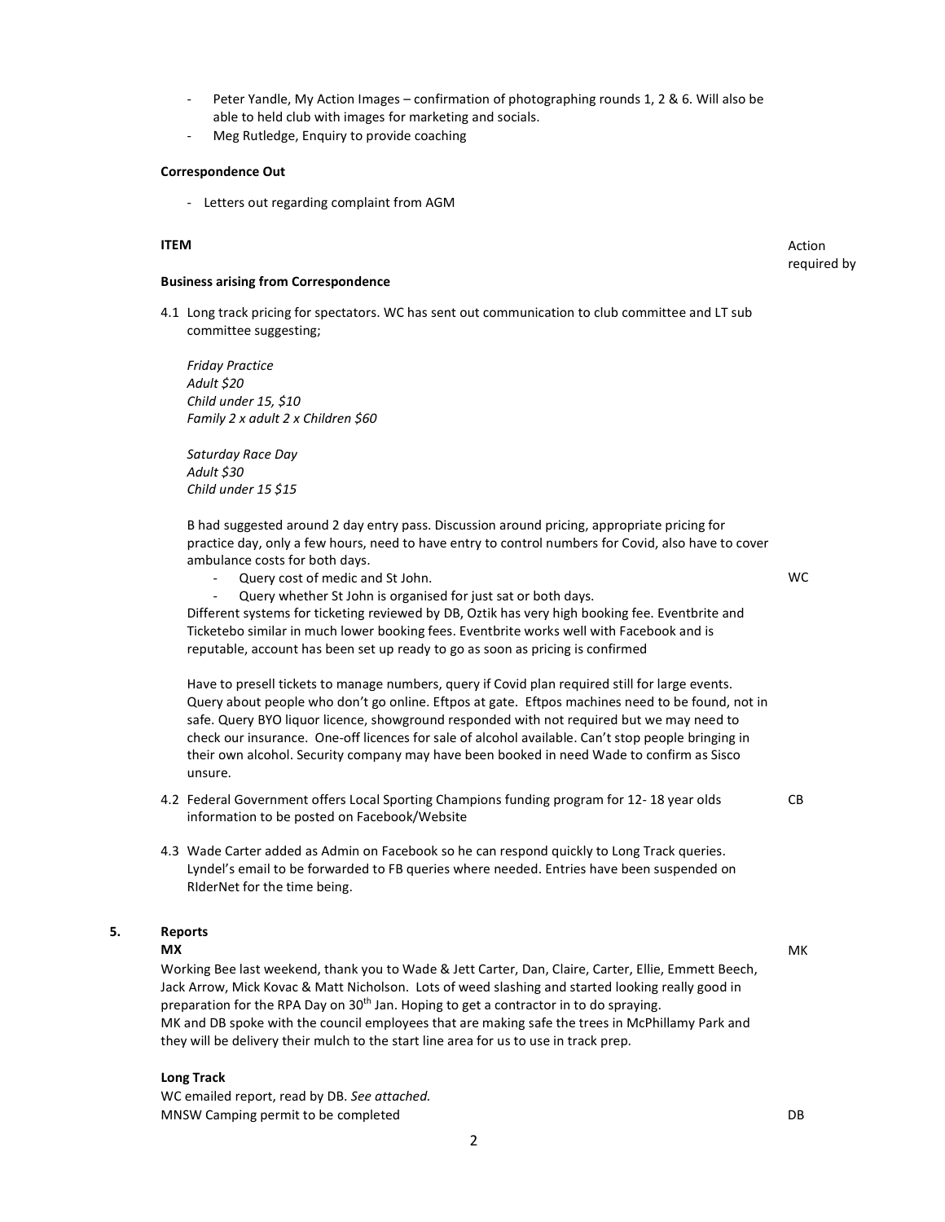- Peter Yandle, My Action Images – confirmation of photographing rounds 1, 2 & 6. Will also be able to held club with images for marketing and socials.
- Meg Rutledge, Enquiry to provide coaching

**Correspondence Out**

- Letters out regarding complaint from AGM

**ITEM** — Action required by

**Business arising from Correspondence**

4.1 Long track pricing for spectators. WC has sent out communication to club committee and LT sub committee suggesting;

*Friday Practice*
*Adult $20*
*Child under 15, $10*
*Family 2 x adult 2 x Children $60*

*Saturday Race Day*
*Adult $30*
*Child under 15 $15*

B had suggested around 2 day entry pass. Discussion around pricing, appropriate pricing for practice day, only a few hours, need to have entry to control numbers for Covid, also have to cover ambulance costs for both days.

- Query cost of medic and St John. — **WC**
- Query whether St John is organised for just sat or both days.

Different systems for ticketing reviewed by DB, Oztik has very high booking fee. Eventbrite and Ticketebo similar in much lower booking fees. Eventbrite works well with Facebook and is reputable, account has been set up ready to go as soon as pricing is confirmed

Have to presell tickets to manage numbers, query if Covid plan required still for large events. Query about people who don't go online. Eftpos at gate. Eftpos machines need to be found, not in safe. Query BYO liquor licence, showground responded with not required but we may need to check our insurance. One-off licences for sale of alcohol available. Can't stop people bringing in their own alcohol. Security company may have been booked in need Wade to confirm as Sisco unsure.

4.2 Federal Government offers Local Sporting Champions funding program for 12- 18 year olds information to be posted on Facebook/Website — **CB**

4.3 Wade Carter added as Admin on Facebook so he can respond quickly to Long Track queries. Lyndel's email to be forwarded to FB queries where needed. Entries have been suspended on RIderNet for the time being.

## 5. Reports

**MX** — **MK**

Working Bee last weekend, thank you to Wade & Jett Carter, Dan, Claire, Carter, Ellie, Emmett Beech, Jack Arrow, Mick Kovac & Matt Nicholson. Lots of weed slashing and started looking really good in preparation for the RPA Day on 30th Jan. Hoping to get a contractor in to do spraying.
MK and DB spoke with the council employees that are making safe the trees in McPhillamy Park and they will be delivery their mulch to the start line area for us to use in track prep.

**Long Track**

WC emailed report, read by DB. *See attached.*
MNSW Camping permit to be completed — **DB**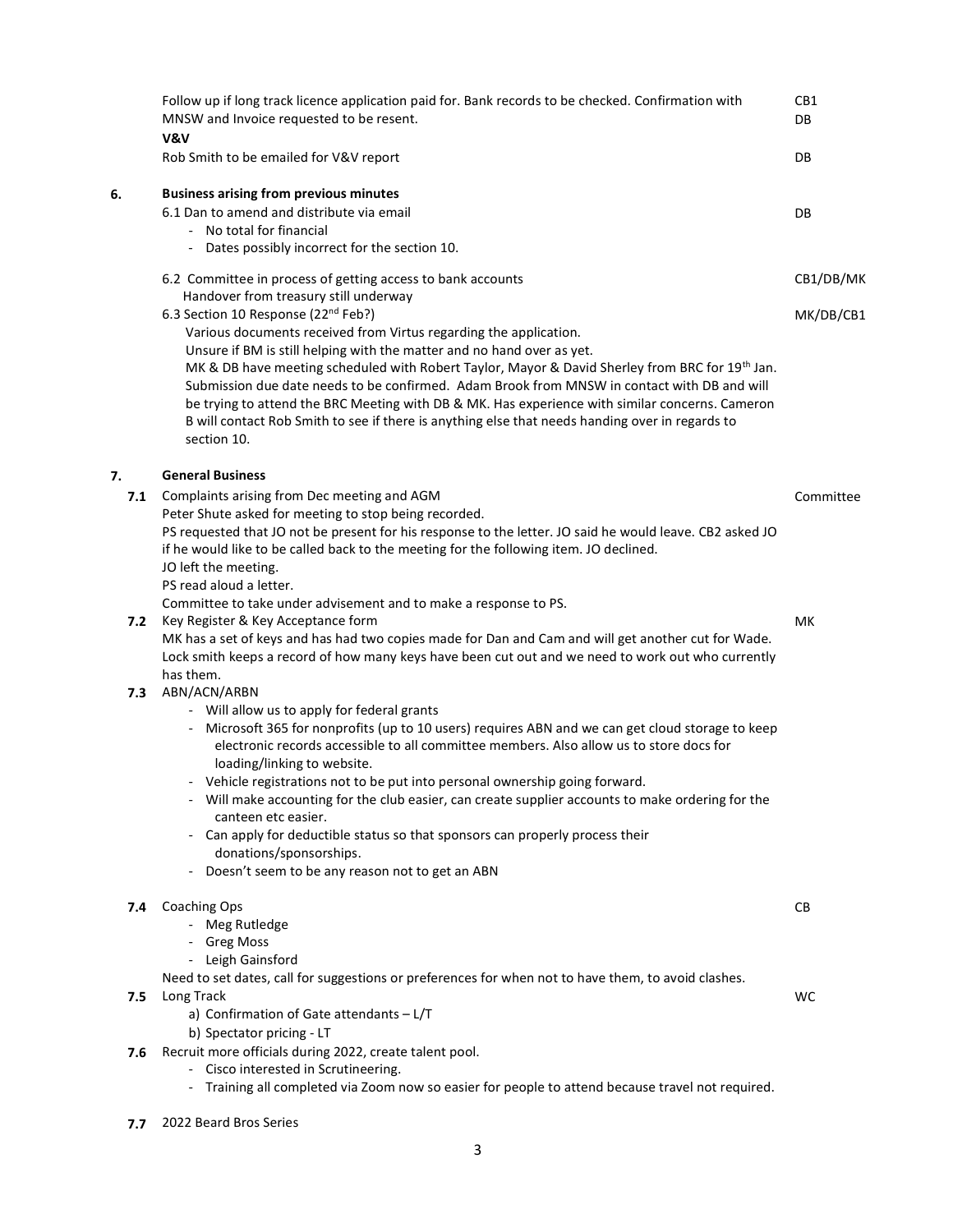Follow up if long track licence application paid for. Bank records to be checked. Confirmation with MNSW and Invoice requested to be resent. — CB1 / DB

**V&V**

Rob Smith to be emailed for V&V report — DB

## 6. Business arising from previous minutes

6.1 Dan to amend and distribute via email — DB

- No total for financial
- Dates possibly incorrect for the section 10.

6.2 Committee in process of getting access to bank accounts — CB1/DB/MK
Handover from treasury still underway

6.3 Section 10 Response (22nd Feb?) — MK/DB/CB1
Various documents received from Virtus regarding the application.
Unsure if BM is still helping with the matter and no hand over as yet.
MK & DB have meeting scheduled with Robert Taylor, Mayor & David Sherley from BRC for 19th Jan. Submission due date needs to be confirmed. Adam Brook from MNSW in contact with DB and will be trying to attend the BRC Meeting with DB & MK. Has experience with similar concerns. Cameron B will contact Rob Smith to see if there is anything else that needs handing over in regards to section 10.

## 7. General Business

**7.1** Complaints arising from Dec meeting and AGM — Committee
Peter Shute asked for meeting to stop being recorded.
PS requested that JO not be present for his response to the letter. JO said he would leave. CB2 asked JO if he would like to be called back to the meeting for the following item. JO declined.
JO left the meeting.
PS read aloud a letter.
Committee to take under advisement and to make a response to PS.

**7.2** Key Register & Key Acceptance form — MK
MK has a set of keys and has had two copies made for Dan and Cam and will get another cut for Wade. Lock smith keeps a record of how many keys have been cut out and we need to work out who currently has them.

**7.3** ABN/ACN/ARBN

- Will allow us to apply for federal grants
- Microsoft 365 for nonprofits (up to 10 users) requires ABN and we can get cloud storage to keep electronic records accessible to all committee members. Also allow us to store docs for loading/linking to website.
- Vehicle registrations not to be put into personal ownership going forward.
- Will make accounting for the club easier, can create supplier accounts to make ordering for the canteen etc easier.
- Can apply for deductible status so that sponsors can properly process their donations/sponsorships.
- Doesn't seem to be any reason not to get an ABN

**7.4** Coaching Ops — CB

- Meg Rutledge
- Greg Moss
- Leigh Gainsford

Need to set dates, call for suggestions or preferences for when not to have them, to avoid clashes.

**7.5** Long Track — WC

a) Confirmation of Gate attendants – L/T
b) Spectator pricing - LT

**7.6** Recruit more officials during 2022, create talent pool.

- Cisco interested in Scrutineering.
- Training all completed via Zoom now so easier for people to attend because travel not required.

**7.7** 2022 Beard Bros Series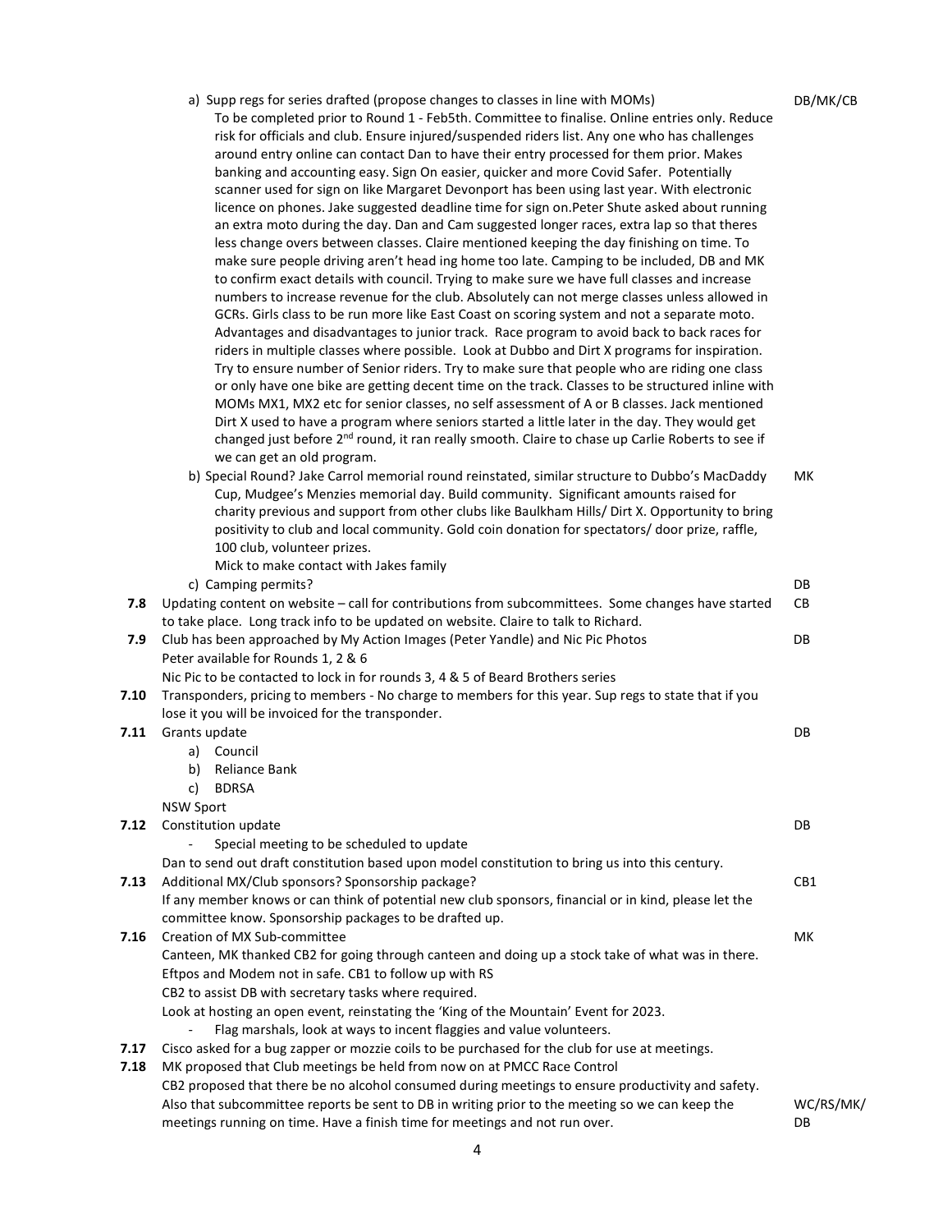a) Supp regs for series drafted (propose changes to classes in line with MOMs) — DB/MK/CB

To be completed prior to Round 1 - Feb5th. Committee to finalise. Online entries only. Reduce risk for officials and club. Ensure injured/suspended riders list. Any one who has challenges around entry online can contact Dan to have their entry processed for them prior. Makes banking and accounting easy. Sign On easier, quicker and more Covid Safer. Potentially scanner used for sign on like Margaret Devonport has been using last year. With electronic licence on phones. Jake suggested deadline time for sign on.Peter Shute asked about running an extra moto during the day. Dan and Cam suggested longer races, extra lap so that theres less change overs between classes. Claire mentioned keeping the day finishing on time. To make sure people driving aren't head ing home too late. Camping to be included, DB and MK to confirm exact details with council. Trying to make sure we have full classes and increase numbers to increase revenue for the club. Absolutely can not merge classes unless allowed in GCRs. Girls class to be run more like East Coast on scoring system and not a separate moto. Advantages and disadvantages to junior track. Race program to avoid back to back races for riders in multiple classes where possible. Look at Dubbo and Dirt X programs for inspiration. Try to ensure number of Senior riders. Try to make sure that people who are riding one class or only have one bike are getting decent time on the track. Classes to be structured inline with MOMs MX1, MX2 etc for senior classes, no self assessment of A or B classes. Jack mentioned Dirt X used to have a program where seniors started a little later in the day. They would get changed just before 2nd round, it ran really smooth. Claire to chase up Carlie Roberts to see if we can get an old program.

b) Special Round? Jake Carrol memorial round reinstated, similar structure to Dubbo's MacDaddy Cup, Mudgee's Menzies memorial day. Build community. Significant amounts raised for charity previous and support from other clubs like Baulkham Hills/ Dirt X. Opportunity to bring positivity to club and local community. Gold coin donation for spectators/ door prize, raffle, 100 club, volunteer prizes. — MK

Mick to make contact with Jakes family

c) Camping permits? — DB

**7.8** Updating content on website – call for contributions from subcommittees. Some changes have started to take place. Long track info to be updated on website. Claire to talk to Richard. — CB

**7.9** Club has been approached by My Action Images (Peter Yandle) and Nic Pic Photos — DB
Peter available for Rounds 1, 2 & 6
Nic Pic to be contacted to lock in for rounds 3, 4 & 5 of Beard Brothers series

**7.10** Transponders, pricing to members - No charge to members for this year. Sup regs to state that if you lose it you will be invoiced for the transponder.

**7.11** Grants update — DB

a) Council
b) Reliance Bank
c) BDRSA

NSW Sport

**7.12** Constitution update — DB

- Special meeting to be scheduled to update

Dan to send out draft constitution based upon model constitution to bring us into this century.

**7.13** Additional MX/Club sponsors? Sponsorship package? — CB1
If any member knows or can think of potential new club sponsors, financial or in kind, please let the committee know. Sponsorship packages to be drafted up.

**7.16** Creation of MX Sub-committee — MK
Canteen, MK thanked CB2 for going through canteen and doing up a stock take of what was in there.
Eftpos and Modem not in safe. CB1 to follow up with RS
CB2 to assist DB with secretary tasks where required.
Look at hosting an open event, reinstating the 'King of the Mountain' Event for 2023.

- Flag marshals, look at ways to incent flaggies and value volunteers.

**7.17** Cisco asked for a bug zapper or mozzie coils to be purchased for the club for use at meetings.

**7.18** MK proposed that Club meetings be held from now on at PMCC Race Control
CB2 proposed that there be no alcohol consumed during meetings to ensure productivity and safety.
Also that subcommittee reports be sent to DB in writing prior to the meeting so we can keep the meetings running on time. Have a finish time for meetings and not run over. — WC/RS/MK/DB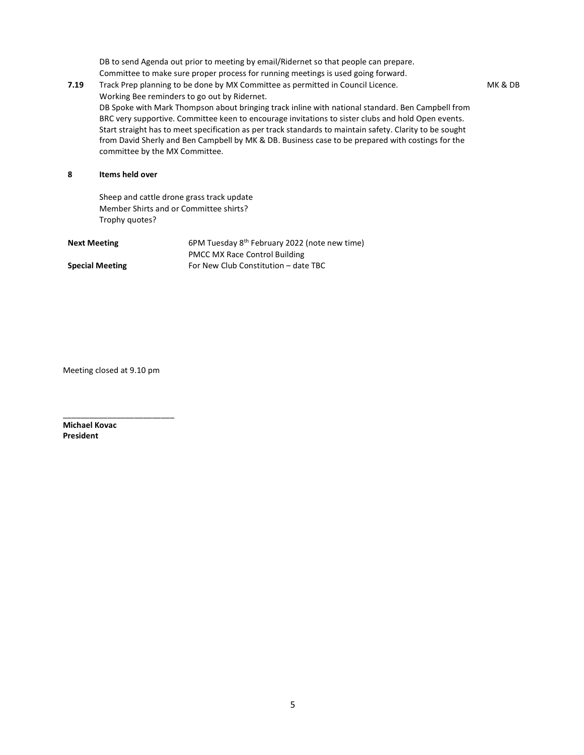DB to send Agenda out prior to meeting by email/Ridernet so that people can prepare.
Committee to make sure proper process for running meetings is used going forward.

**7.19** Track Prep planning to be done by MX Committee as permitted in Council Licence. — MK & DB

Working Bee reminders to go out by Ridernet.

DB Spoke with Mark Thompson about bringing track inline with national standard. Ben Campbell from BRC very supportive. Committee keen to encourage invitations to sister clubs and hold Open events. Start straight has to meet specification as per track standards to maintain safety. Clarity to be sought from David Sherly and Ben Campbell by MK & DB. Business case to be prepared with costings for the committee by the MX Committee.

**8 Items held over**

Sheep and cattle drone grass track update
Member Shirts and or Committee shirts?
Trophy quotes?

**Next Meeting** 6PM Tuesday 8th February 2022 (note new time)
PMCC MX Race Control Building

**Special Meeting** For New Club Constitution – date TBC

Meeting closed at 9.10 pm

\_\_\_\_\_\_\_\_\_\_\_\_\_\_\_\_\_\_\_\_\_\_\_\_\_

**Michael Kovac**
**President**